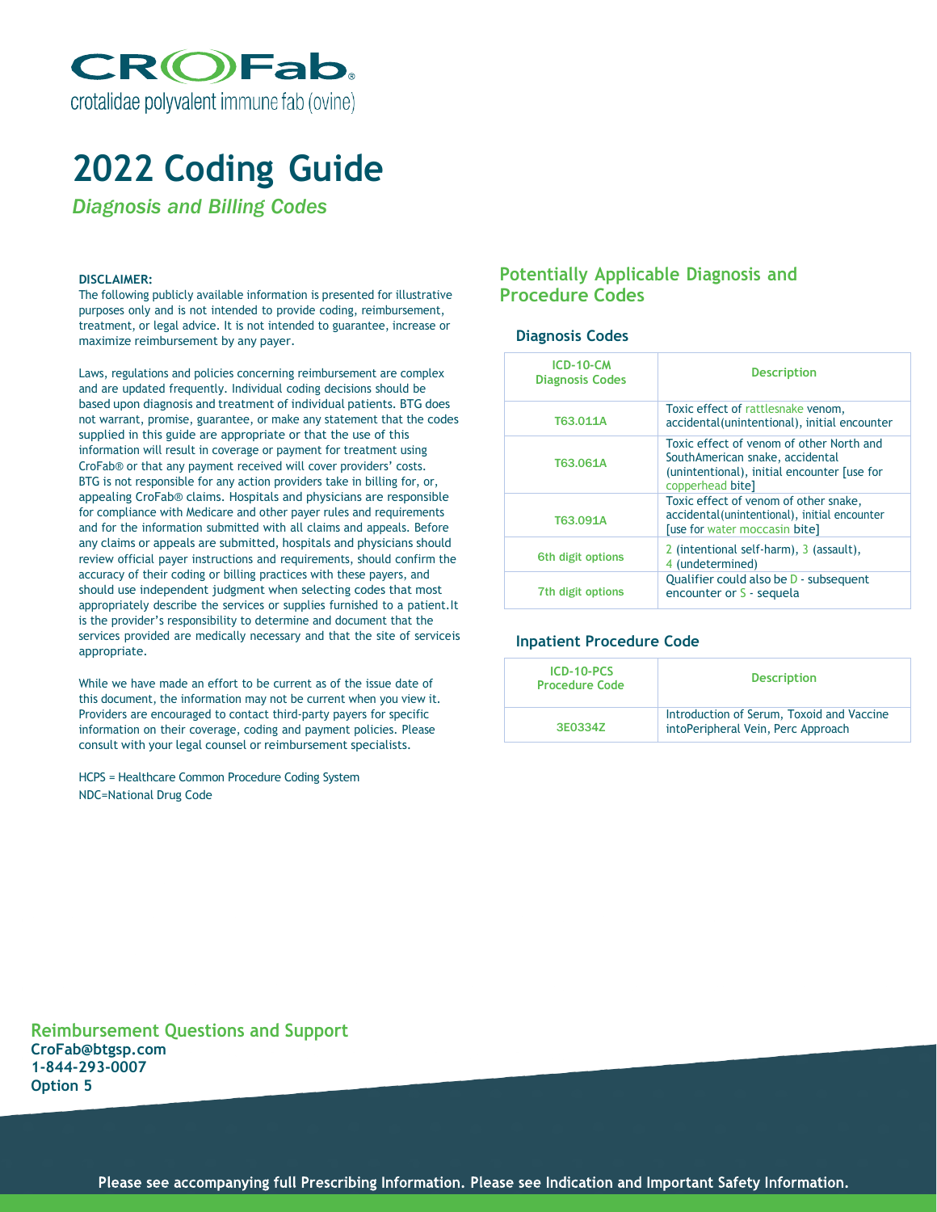# CROFab

crotalidae polyvalent immune fab (ovine)

# 2022 Coding Guide

*Diagnosis and Billing Codes*

**DISCLAIMER:**

The following publicly available information is presented for illustrative purposes only and is not intended to provide coding, reimbursement, treatment, or legal advice. It is not intended to guarantee, increase or maximize reimbursement by any payer.

Laws, regulations and policies concerning reimbursement are complex and are updated frequently. Individual coding decisions should be based upon diagnosis and treatment of individual patients. BTG does not warrant, promise, guarantee, or make any statement that the codes supplied in this guide are appropriate or that the use of this information will result in coverage or payment for treatment using CroFab® or that any payment received will cover providers' costs. BTG is not responsible for any action providers take in billing for, or, appealing CroFab® claims. Hospitals and physicians are responsible for compliance with Medicare and other payer rules and requirements and for the information submitted with all claims and appeals. Before any claims or appeals are submitted, hospitals and physicians should review official payer instructions and requirements, should confirm the accuracy of their coding or billing practices with these payers, and should use independent judgment when selecting codes that most appropriately describe the services or supplies furnished to a patient.It is the provider's responsibility to determine and document that the services provided are medically necessary and that the site of serviceis appropriate.

While we have made an effort to be current as of the issue date of this document, the information may not be current when you view it. Providers are encouraged to contact third-party payers for specific information on their coverage, coding and payment policies. Please consult with your legal counsel or reimbursement specialists.

HCPS = Healthcare Common Procedure Coding System

NDC=National Drug Code

## Potentially Applicable Diagnosis and Procedure Codes

### Diagnosis Codes

| ICD-10-CM Diagnosis Codes | Description |
|---|---|
| T63.011A | Toxic effect of rattlesnake venom, accidental(unintentional), initial encounter |
| T63.061A | Toxic effect of venom of other North and SouthAmerican snake, accidental (unintentional), initial encounter [use for copperhead bite] |
| T63.091A | Toxic effect of venom of other snake, accidental(unintentional), initial encounter [use for water moccasin bite] |
| 6th digit options | 2 (intentional self-harm), 3 (assault), 4 (undetermined) |
| 7th digit options | Qualifier could also be D - subsequent encounter or S - sequela |

### Inpatient Procedure Code

| ICD-10-PCS Procedure Code | Description |
|---|---|
| 3E0334Z | Introduction of Serum, Toxoid and Vaccine intoPeripheral Vein, Perc Approach |

## Reimbursement Questions and Support

**CroFab@btgsp.com**
**1-844-293-0007**
**Option 5**

**Please see accompanying full Prescribing Information. Please see Indication and Important Safety Information.**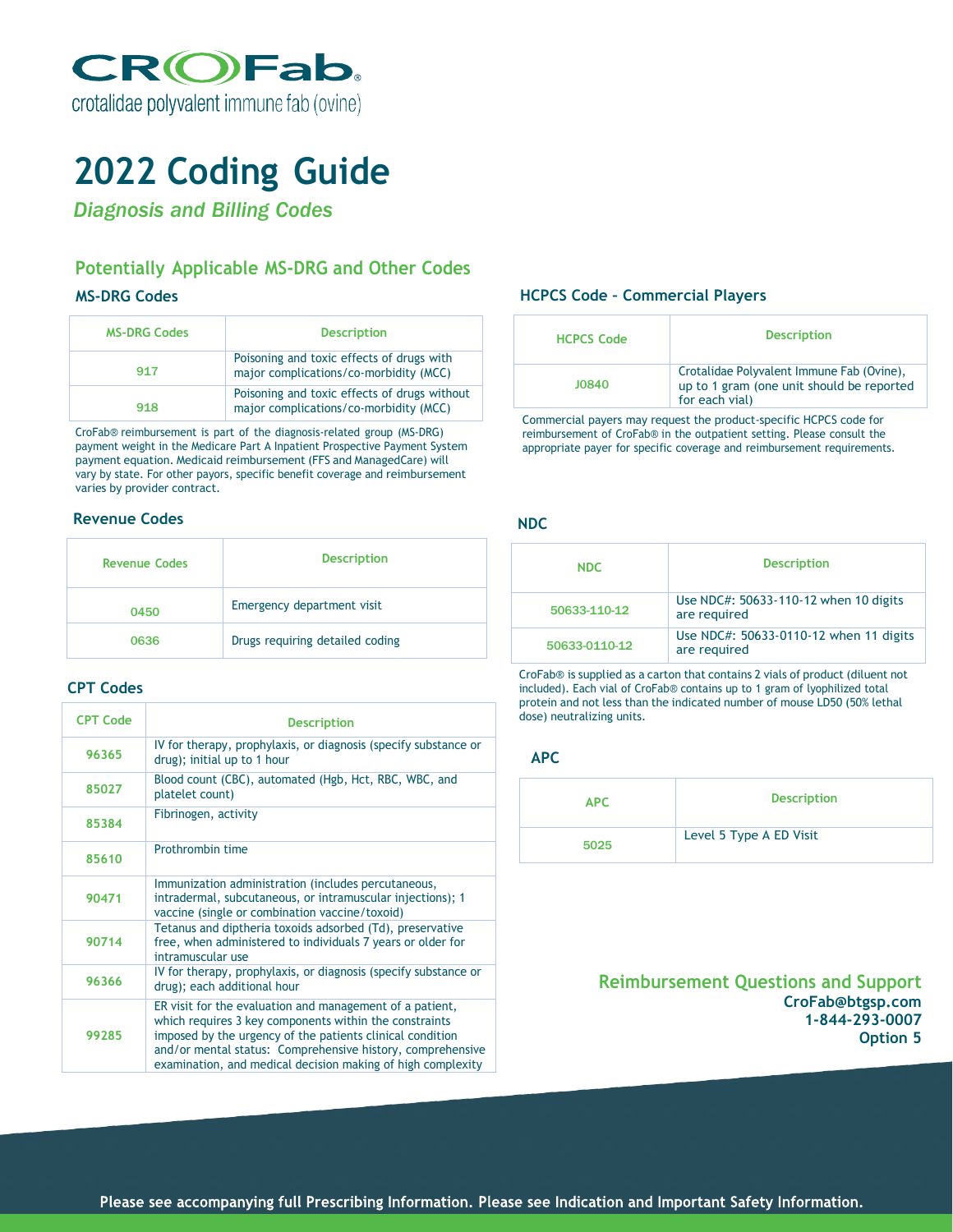# CROFab®

crotalidae polyvalent immune fab (ovine)

# 2022 Coding Guide

*Diagnosis and Billing Codes*

## Potentially Applicable MS-DRG and Other Codes

### MS-DRG Codes

| MS-DRG Codes | Description |
|---|---|
| 917 | Poisoning and toxic effects of drugs with major complications/co-morbidity (MCC) |
| 918 | Poisoning and toxic effects of drugs without major complications/co-morbidity (MCC) |

CroFab® reimbursement is part of the diagnosis-related group (MS-DRG) payment weight in the Medicare Part A Inpatient Prospective Payment System payment equation. Medicaid reimbursement (FFS and ManagedCare) will vary by state. For other payors, specific benefit coverage and reimbursement varies by provider contract.

### Revenue Codes

| Revenue Codes | Description |
|---|---|
| 0450 | Emergency department visit |
| 0636 | Drugs requiring detailed coding |

### CPT Codes

| CPT Code | Description |
|---|---|
| 96365 | IV for therapy, prophylaxis, or diagnosis (specify substance or drug); initial up to 1 hour |
| 85027 | Blood count (CBC), automated (Hgb, Hct, RBC, WBC, and platelet count) |
| 85384 | Fibrinogen, activity |
| 85610 | Prothrombin time |
| 90471 | Immunization administration (includes percutaneous, intradermal, subcutaneous, or intramuscular injections); 1 vaccine (single or combination vaccine/toxoid) |
| 90714 | Tetanus and diptheria toxoids adsorbed (Td), preservative free, when administered to individuals 7 years or older for intramuscular use |
| 96366 | IV for therapy, prophylaxis, or diagnosis (specify substance or drug); each additional hour |
| 99285 | ER visit for the evaluation and management of a patient, which requires 3 key components within the constraints imposed by the urgency of the patients clinical condition and/or mental status: Comprehensive history, comprehensive examination, and medical decision making of high complexity |

### HCPCS Code – Commercial Players

| HCPCS Code | Description |
|---|---|
| J0840 | Crotalidae Polyvalent Immune Fab (Ovine), up to 1 gram (one unit should be reported for each vial) |

Commercial payers may request the product-specific HCPCS code for reimbursement of CroFab® in the outpatient setting. Please consult the appropriate payer for specific coverage and reimbursement requirements.

### NDC

| NDC | Description |
|---|---|
| 50633-110-12 | Use NDC#: 50633-110-12 when 10 digits are required |
| 50633-0110-12 | Use NDC#: 50633-0110-12 when 11 digits are required |

CroFab® is supplied as a carton that contains 2 vials of product (diluent not included). Each vial of CroFab® contains up to 1 gram of lyophilized total protein and not less than the indicated number of mouse LD50 (50% lethal dose) neutralizing units.

### APC

| APC | Description |
|---|---|
| 5025 | Level 5 Type A ED Visit |

## Reimbursement Questions and Support

**CroFab@btgsp.com**
**1-844-293-0007**
**Option 5**

**Please see accompanying full Prescribing Information. Please see Indication and Important Safety Information.**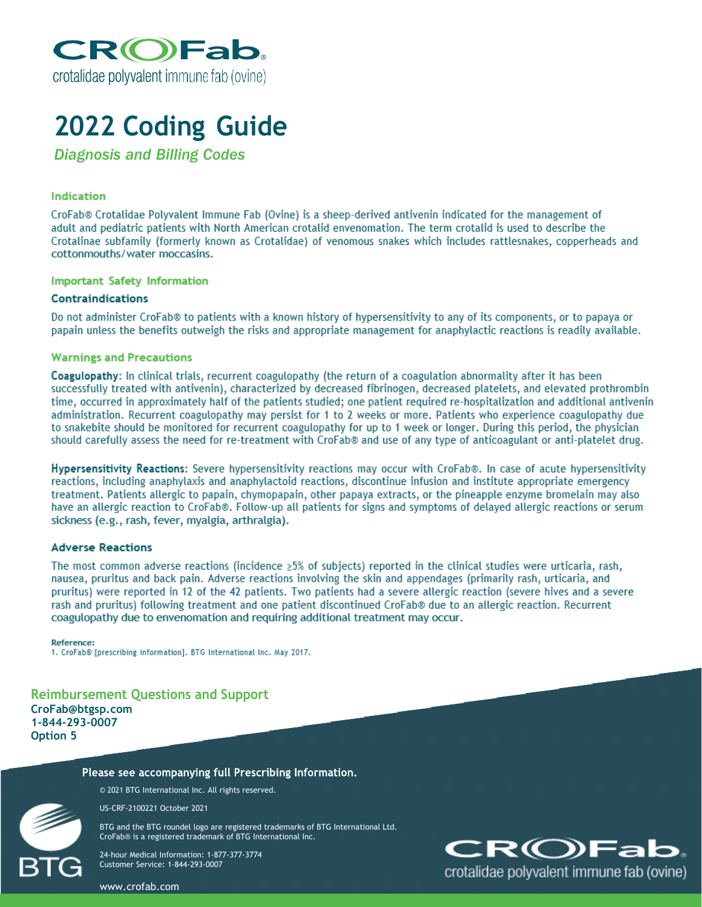# CROFab

crotalidae polyvalent immune fab (ovine)

# 2022 Coding Guide

*Diagnosis and Billing Codes*

### Indication

CroFab® Crotalidae Polyvalent Immune Fab (Ovine) is a sheep-derived antivenin indicated for the management of adult and pediatric patients with North American crotalid envenomation. The term crotalid is used to describe the Crotalinae subfamily (formerly known as Crotalidae) of venomous snakes which includes rattlesnakes, copperheads and cottonmouths/water moccasins.

### Important Safety Information

#### Contraindications

Do not administer CroFab® to patients with a known history of hypersensitivity to any of its components, or to papaya or papain unless the benefits outweigh the risks and appropriate management for anaphylactic reactions is readily available.

### Warnings and Precautions

**Coagulopathy**: In clinical trials, recurrent coagulopathy (the return of a coagulation abnormality after it has been successfully treated with antivenin), characterized by decreased fibrinogen, decreased platelets, and elevated prothrombin time, occurred in approximately half of the patients studied; one patient required re-hospitalization and additional antivenin administration. Recurrent coagulopathy may persist for 1 to 2 weeks or more. Patients who experience coagulopathy due to snakebite should be monitored for recurrent coagulopathy for up to 1 week or longer. During this period, the physician should carefully assess the need for re-treatment with CroFab® and use of any type of anticoagulant or anti-platelet drug.

**Hypersensitivity Reactions**: Severe hypersensitivity reactions may occur with CroFab®. In case of acute hypersensitivity reactions, including anaphylaxis and anaphylactoid reactions, discontinue infusion and institute appropriate emergency treatment. Patients allergic to papain, chymopapain, other papaya extracts, or the pineapple enzyme bromelain may also have an allergic reaction to CroFab®. Follow-up all patients for signs and symptoms of delayed allergic reactions or serum sickness (e.g., rash, fever, myalgia, arthralgia).

#### Adverse Reactions

The most common adverse reactions (incidence ≥5% of subjects) reported in the clinical studies were urticaria, rash, nausea, pruritus and back pain. Adverse reactions involving the skin and appendages (primarily rash, urticaria, and pruritus) were reported in 12 of the 42 patients. Two patients had a severe allergic reaction (severe hives and a severe rash and pruritus) following treatment and one patient discontinued CroFab® due to an allergic reaction. Recurrent coagulopathy due to envenomation and requiring additional treatment may occur.

**Reference:**
1. CroFab® [prescribing information]. BTG International Inc. May 2017.

### Reimbursement Questions and Support

**CroFab@btgsp.com**
**1-844-293-0007**
**Option 5**

**Please see accompanying full Prescribing Information.**

© 2021 BTG International Inc. All rights reserved.

US-CRF-2100221 October 2021

BTG and the BTG roundel logo are registered trademarks of BTG International Ltd.
CroFab® is a registered trademark of BTG International Inc.

24-hour Medical Information: 1-877-377-3774
Customer Service: 1-844-293-0007

www.crofab.com

BTG

CROFab
crotalidae polyvalent immune fab (ovine)